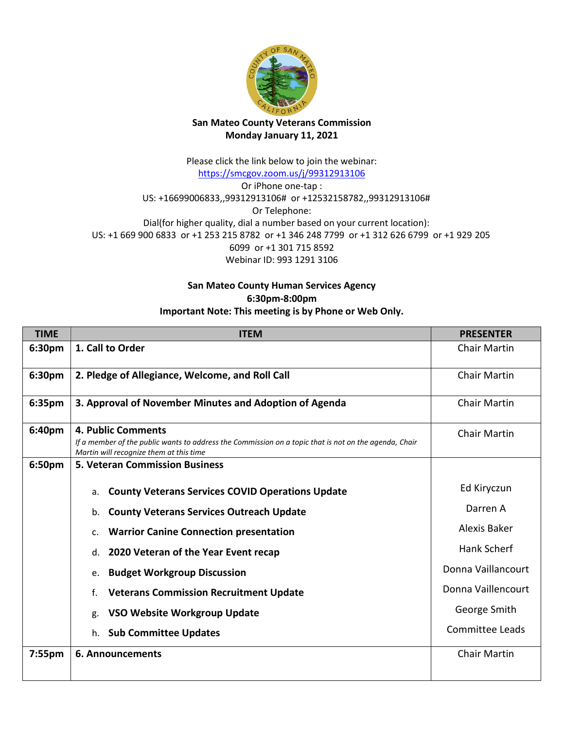**San Mateo County Veterans Commission**
**Monday January 11, 2021**

Please click the link below to join the webinar:
https://smcgov.zoom.us/j/99312913106
Or iPhone one-tap :
US: +16699006833,,99312913106# or +12532158782,,99312913106#
Or Telephone:
Dial(for higher quality, dial a number based on your current location):
US: +1 669 900 6833 or +1 253 215 8782 or +1 346 248 7799 or +1 312 626 6799 or +1 929 205 6099 or +1 301 715 8592
Webinar ID: 993 1291 3106

**San Mateo County Human Services Agency**
**6:30pm-8:00pm**
**Important Note: This meeting is by Phone or Web Only.**

| TIME | ITEM | PRESENTER |
|---|---|---|
| **6:30pm** | **1. Call to Order** | Chair Martin |
| **6:30pm** | **2. Pledge of Allegiance, Welcome, and Roll Call** | Chair Martin |
| **6:35pm** | **3. Approval of November Minutes and Adoption of Agenda** | Chair Martin |
| **6:40pm** | **4. Public Comments** *If a member of the public wants to address the Commission on a topic that is not on the agenda, Chair Martin will recognize them at this time* | Chair Martin |
| **6:50pm** | **5. Veteran Commission Business** | |
| | a. **County Veterans Services COVID Operations Update** | Ed Kiryczun |
| | b. **County Veterans Services Outreach Update** | Darren A |
| | c. **Warrior Canine Connection presentation** | Alexis Baker |
| | d. **2020 Veteran of the Year Event recap** | Hank Scherf |
| | e. **Budget Workgroup Discussion** | Donna Vaillancourt |
| | f. **Veterans Commission Recruitment Update** | Donna Vaillencourt |
| | g. **VSO Website Workgroup Update** | George Smith |
| | h. **Sub Committee Updates** | Committee Leads |
| **7:55pm** | **6. Announcements** | Chair Martin |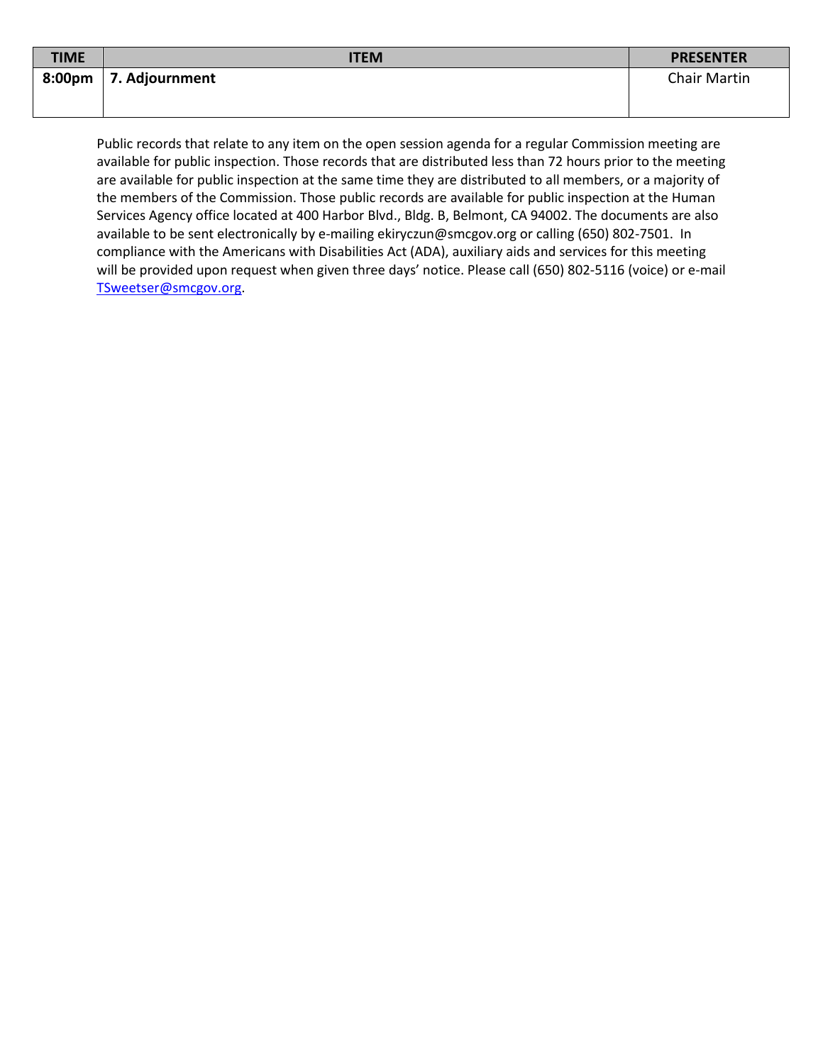| TIME | ITEM | PRESENTER |
| --- | --- | --- |
| **8:00pm** | **7. Adjournment** | Chair Martin |

Public records that relate to any item on the open session agenda for a regular Commission meeting are available for public inspection. Those records that are distributed less than 72 hours prior to the meeting are available for public inspection at the same time they are distributed to all members, or a majority of the members of the Commission. Those public records are available for public inspection at the Human Services Agency office located at 400 Harbor Blvd., Bldg. B, Belmont, CA 94002. The documents are also available to be sent electronically by e-mailing ekiryczun@smcgov.org or calling (650) 802-7501. In compliance with the Americans with Disabilities Act (ADA), auxiliary aids and services for this meeting will be provided upon request when given three days' notice. Please call (650) 802-5116 (voice) or e-mail TSweetser@smcgov.org.